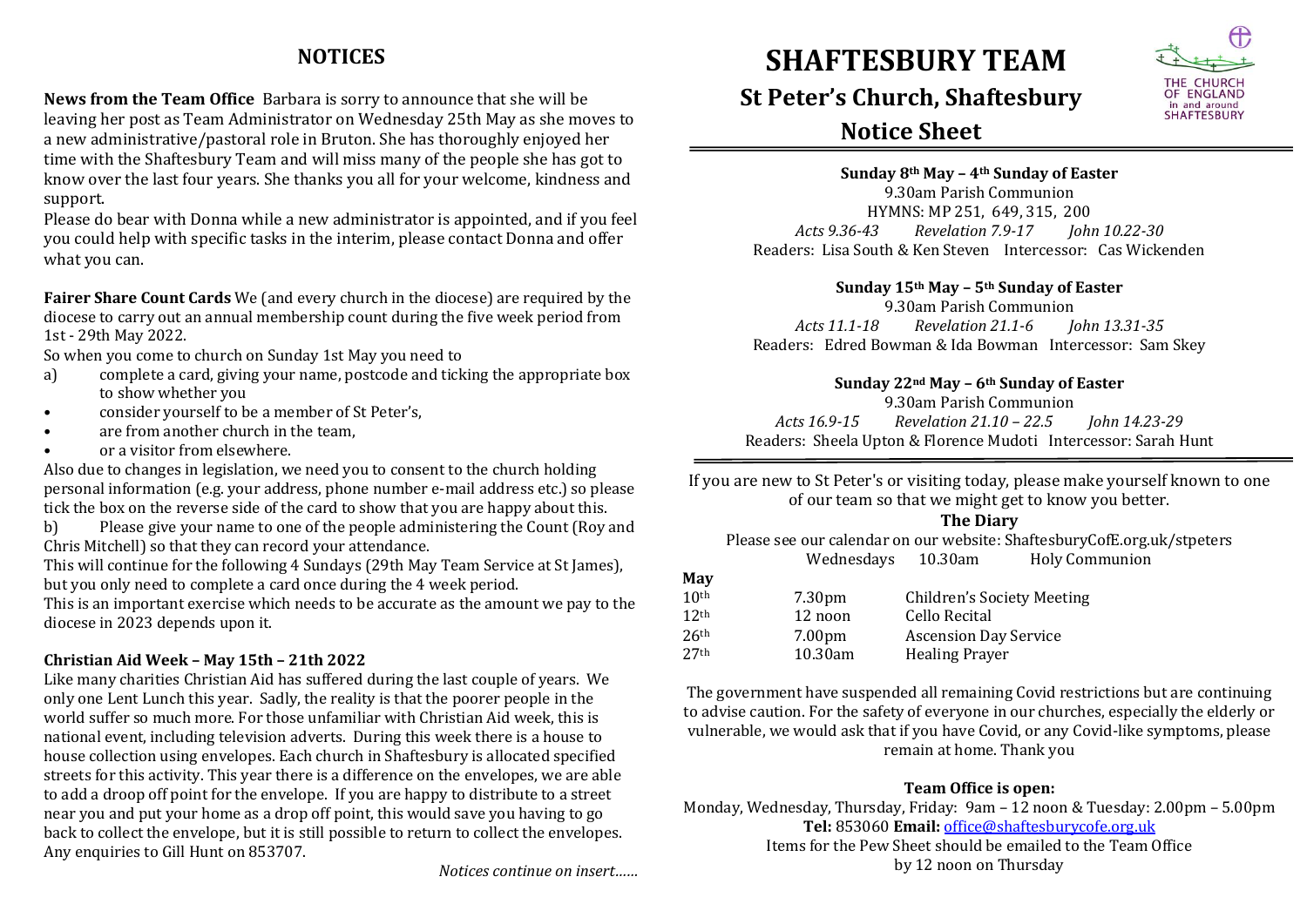## NOTICES

**News from the Team Office** Barbara is sorry to announce that she will be leaving her post as Team Administrator on Wednesday 25th May as she moves to a new administrative/pastoral role in Bruton. She has thoroughly enjoyed her time with the Shaftesbury Team and will miss many of the people she has got to know over the last four years. She thanks you all for your welcome, kindness and support.

Please do bear with Donna while a new administrator is appointed, and if you feel you could help with specific tasks in the interim, please contact Donna and offer what you can.

**Fairer Share Count Cards** We (and every church in the diocese) are required by the diocese to carry out an annual membership count during the five week period from 1st - 29th May 2022.

So when you come to church on Sunday 1st May you need to

a) complete a card, giving your name, postcode and ticking the appropriate box to show whether you

- consider yourself to be a member of St Peter's,
- are from another church in the team,
- or a visitor from elsewhere.

Also due to changes in legislation, we need you to consent to the church holding personal information (e.g. your address, phone number e-mail address etc.) so please tick the box on the reverse side of the card to show that you are happy about this.

b) Please give your name to one of the people administering the Count (Roy and Chris Mitchell) so that they can record your attendance.

This will continue for the following 4 Sundays (29th May Team Service at St James), but you only need to complete a card once during the 4 week period.

This is an important exercise which needs to be accurate as the amount we pay to the diocese in 2023 depends upon it.

**Christian Aid Week – May 15th – 21th 2022**

Like many charities Christian Aid has suffered during the last couple of years. We only one Lent Lunch this year. Sadly, the reality is that the poorer people in the world suffer so much more. For those unfamiliar with Christian Aid week, this is national event, including television adverts. During this week there is a house to house collection using envelopes. Each church in Shaftesbury is allocated specified streets for this activity. This year there is a difference on the envelopes, we are able to add a droop off point for the envelope. If you are happy to distribute to a street near you and put your home as a drop off point, this would save you having to go back to collect the envelope, but it is still possible to return to collect the envelopes. Any enquiries to Gill Hunt on 853707.

*Notices continue on insert……*

# SHAFTESBURY TEAM

## St Peter's Church, Shaftesbury

## Notice Sheet

**Sunday 8th May – 4th Sunday of Easter**

9.30am Parish Communion

HYMNS: MP 251, 649, 315, 200

*Acts 9.36-43* *Revelation 7.9-17* *John 10.22-30*

Readers: Lisa South & Ken Steven Intercessor: Cas Wickenden

**Sunday 15th May – 5th Sunday of Easter**

9.30am Parish Communion

*Acts 11.1-18* *Revelation 21.1-6* *John 13.31-35*

Readers: Edred Bowman & Ida Bowman Intercessor: Sam Skey

**Sunday 22nd May – 6th Sunday of Easter**

9.30am Parish Communion

*Acts 16.9-15* *Revelation 21.10 – 22.5* *John 14.23-29*

Readers: Sheela Upton & Florence Mudoti Intercessor: Sarah Hunt

---

If you are new to St Peter's or visiting today, please make yourself known to one of our team so that we might get to know you better.

**The Diary**

Please see our calendar on our website: ShaftesburyCofE.org.uk/stpeters

Wednesdays 10.30am Holy Communion

**May**

| | | |
|---|---|---|
| 10th | 7.30pm | Children's Society Meeting |
| 12th | 12 noon | Cello Recital |
| 26th | 7.00pm | Ascension Day Service |
| 27th | 10.30am | Healing Prayer |

The government have suspended all remaining Covid restrictions but are continuing to advise caution. For the safety of everyone in our churches, especially the elderly or vulnerable, we would ask that if you have Covid, or any Covid-like symptoms, please remain at home. Thank you

**Team Office is open:**

Monday, Wednesday, Thursday, Friday: 9am – 12 noon & Tuesday: 2.00pm – 5.00pm

**Tel:** 853060 **Email:** office@shaftesburycofe.org.uk

Items for the Pew Sheet should be emailed to the Team Office by 12 noon on Thursday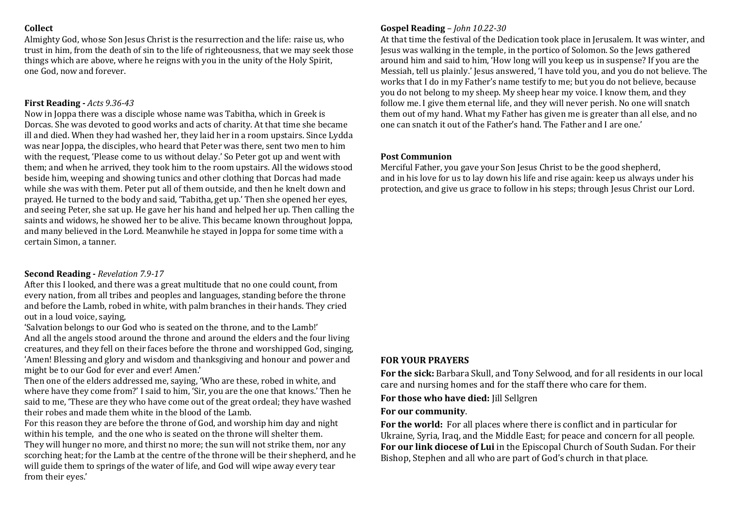**Collect**

Almighty God, whose Son Jesus Christ is the resurrection and the life: raise us, who trust in him, from the death of sin to the life of righteousness, that we may seek those things which are above, where he reigns with you in the unity of the Holy Spirit, one God, now and forever.

**First Reading -** *Acts 9.36-43*

Now in Joppa there was a disciple whose name was Tabitha, which in Greek is Dorcas. She was devoted to good works and acts of charity. At that time she became ill and died. When they had washed her, they laid her in a room upstairs. Since Lydda was near Joppa, the disciples, who heard that Peter was there, sent two men to him with the request, 'Please come to us without delay.' So Peter got up and went with them; and when he arrived, they took him to the room upstairs. All the widows stood beside him, weeping and showing tunics and other clothing that Dorcas had made while she was with them. Peter put all of them outside, and then he knelt down and prayed. He turned to the body and said, 'Tabitha, get up.' Then she opened her eyes, and seeing Peter, she sat up. He gave her his hand and helped her up. Then calling the saints and widows, he showed her to be alive. This became known throughout Joppa, and many believed in the Lord. Meanwhile he stayed in Joppa for some time with a certain Simon, a tanner.

**Second Reading -** *Revelation 7.9-17*

After this I looked, and there was a great multitude that no one could count, from every nation, from all tribes and peoples and languages, standing before the throne and before the Lamb, robed in white, with palm branches in their hands. They cried out in a loud voice, saying,

'Salvation belongs to our God who is seated on the throne, and to the Lamb!'

And all the angels stood around the throne and around the elders and the four living creatures, and they fell on their faces before the throne and worshipped God, singing, 'Amen! Blessing and glory and wisdom and thanksgiving and honour and power and might be to our God for ever and ever! Amen.'

Then one of the elders addressed me, saying, 'Who are these, robed in white, and where have they come from?' I said to him, 'Sir, you are the one that knows.' Then he said to me, 'These are they who have come out of the great ordeal; they have washed their robes and made them white in the blood of the Lamb.

For this reason they are before the throne of God, and worship him day and night within his temple, and the one who is seated on the throne will shelter them.

They will hunger no more, and thirst no more; the sun will not strike them, nor any scorching heat; for the Lamb at the centre of the throne will be their shepherd, and he will guide them to springs of the water of life, and God will wipe away every tear from their eyes.'

**Gospel Reading** *– John 10.22-30*

At that time the festival of the Dedication took place in Jerusalem. It was winter, and Jesus was walking in the temple, in the portico of Solomon. So the Jews gathered around him and said to him, 'How long will you keep us in suspense? If you are the Messiah, tell us plainly.' Jesus answered, 'I have told you, and you do not believe. The works that I do in my Father's name testify to me; but you do not believe, because you do not belong to my sheep. My sheep hear my voice. I know them, and they follow me. I give them eternal life, and they will never perish. No one will snatch them out of my hand. What my Father has given me is greater than all else, and no one can snatch it out of the Father's hand. The Father and I are one.'

**Post Communion**

Merciful Father, you gave your Son Jesus Christ to be the good shepherd, and in his love for us to lay down his life and rise again: keep us always under his protection, and give us grace to follow in his steps; through Jesus Christ our Lord.

**FOR YOUR PRAYERS**

**For the sick:** Barbara Skull, and Tony Selwood, and for all residents in our local care and nursing homes and for the staff there who care for them.

**For those who have died:** Jill Sellgren

**For our community**.

**For the world:** For all places where there is conflict and in particular for Ukraine, Syria, Iraq, and the Middle East; for peace and concern for all people.

**For our link diocese of Lui** in the Episcopal Church of South Sudan. For their Bishop, Stephen and all who are part of God's church in that place.